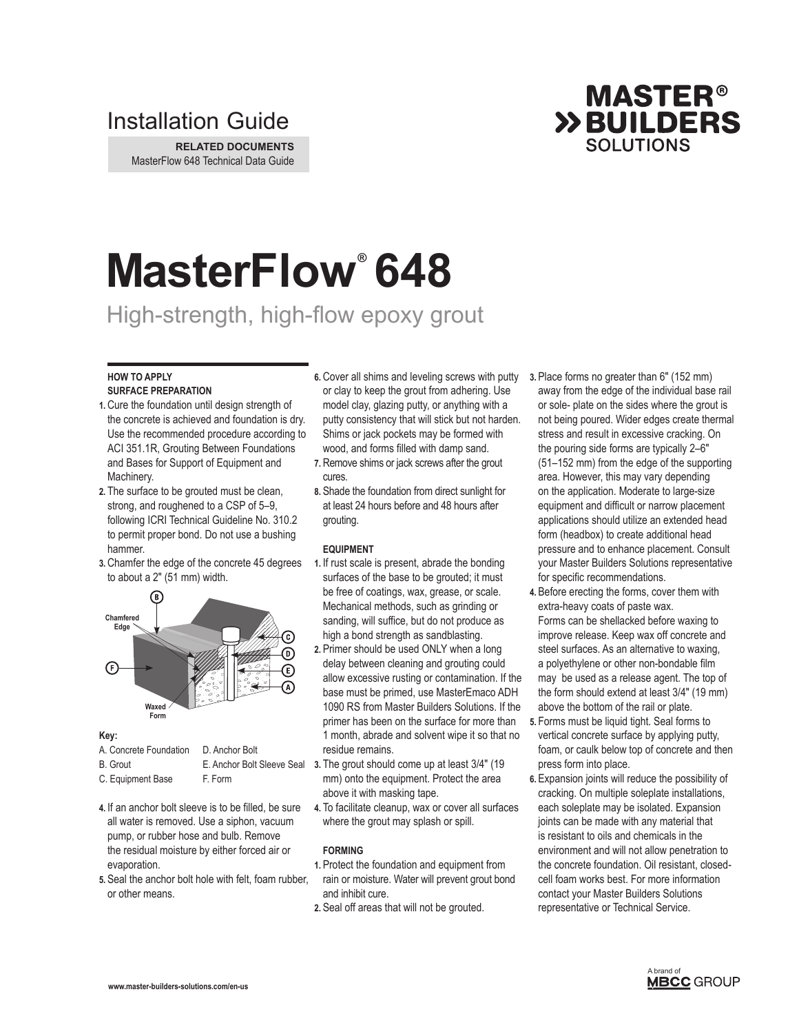Installation Guide

**RELATED DOCUMENTS**
MasterFlow 648 Technical Data Guide

# MasterFlow® 648

## High-strength, high-flow epoxy grout

### HOW TO APPLY

#### SURFACE PREPARATION

1. Cure the foundation until design strength of the concrete is achieved and foundation is dry. Use the recommended procedure according to ACI 351.1R, Grouting Between Foundations and Bases for Support of Equipment and Machinery.
2. The surface to be grouted must be clean, strong, and roughened to a CSP of 5–9, following ICRI Technical Guideline No. 310.2 to permit proper bond. Do not use a bushing hammer.
3. Chamfer the edge of the concrete 45 degrees to about a 2" (51 mm) width.

Chamfered Edge

Waxed Form

**Key:**

A. Concrete Foundation
B. Grout
C. Equipment Base
D. Anchor Bolt
E. Anchor Bolt Sleeve Seal
F. Form

4. If an anchor bolt sleeve is to be filled, be sure all water is removed. Use a siphon, vacuum pump, or rubber hose and bulb. Remove the residual moisture by either forced air or evaporation.
5. Seal the anchor bolt hole with felt, foam rubber, or other means.
6. Cover all shims and leveling screws with putty or clay to keep the grout from adhering. Use model clay, glazing putty, or anything with a putty consistency that will stick but not harden. Shims or jack pockets may be formed with wood, and forms filled with damp sand.
7. Remove shims or jack screws after the grout cures.
8. Shade the foundation from direct sunlight for at least 24 hours before and 48 hours after grouting.

#### EQUIPMENT

1. If rust scale is present, abrade the bonding surfaces of the base to be grouted; it must be free of coatings, wax, grease, or scale. Mechanical methods, such as grinding or sanding, will suffice, but do not produce as high a bond strength as sandblasting.
2. Primer should be used ONLY when a long delay between cleaning and grouting could allow excessive rusting or contamination. If the base must be primed, use MasterEmaco ADH 1090 RS from Master Builders Solutions. If the primer has been on the surface for more than 1 month, abrade and solvent wipe it so that no residue remains.
3. The grout should come up at least 3/4" (19 mm) onto the equipment. Protect the area above it with masking tape.
4. To facilitate cleanup, wax or cover all surfaces where the grout may splash or spill.

#### FORMING

1. Protect the foundation and equipment from rain or moisture. Water will prevent grout bond and inhibit cure.
2. Seal off areas that will not be grouted.
3. Place forms no greater than 6" (152 mm) away from the edge of the individual base rail or sole- plate on the sides where the grout is not being poured. Wider edges create thermal stress and result in excessive cracking. On the pouring side forms are typically 2–6" (51–152 mm) from the edge of the supporting area. However, this may vary depending on the application. Moderate to large-size equipment and difficult or narrow placement applications should utilize an extended head form (headbox) to create additional head pressure and to enhance placement. Consult your Master Builders Solutions representative for specific recommendations.
4. Before erecting the forms, cover them with extra-heavy coats of paste wax. Forms can be shellacked before waxing to improve release. Keep wax off concrete and steel surfaces. As an alternative to waxing, a polyethylene or other non-bondable film may be used as a release agent. The top of the form should extend at least 3/4" (19 mm) above the bottom of the rail or plate.
5. Forms must be liquid tight. Seal forms to vertical concrete surface by applying putty, foam, or caulk below top of concrete and then press form into place.
6. Expansion joints will reduce the possibility of cracking. On multiple soleplate installations, each soleplate may be isolated. Expansion joints can be made with any material that is resistant to oils and chemicals in the environment and will not allow penetration to the concrete foundation. Oil resistant, closed-cell foam works best. For more information contact your Master Builders Solutions representative or Technical Service.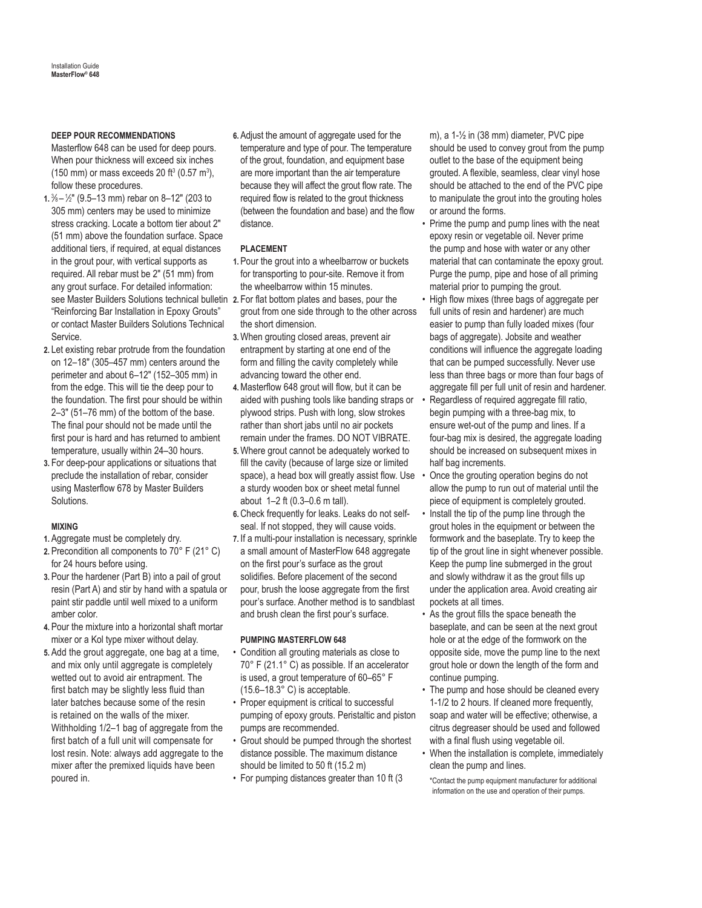### DEEP POUR RECOMMENDATIONS

Masterflow 648 can be used for deep pours. When pour thickness will exceed six inches (150 mm) or mass exceeds 20 ft³ (0.57 m³), follow these procedures.

1. ⅜ – ½" (9.5–13 mm) rebar on 8–12" (203 to 305 mm) centers may be used to minimize stress cracking. Locate a bottom tier about 2" (51 mm) above the foundation surface. Space additional tiers, if required, at equal distances in the grout pour, with vertical supports as required. All rebar must be 2" (51 mm) from any grout surface. For detailed information: see Master Builders Solutions technical bulletin "Reinforcing Bar Installation in Epoxy Grouts" or contact Master Builders Solutions Technical Service.
2. Let existing rebar protrude from the foundation on 12–18" (305–457 mm) centers around the perimeter and about 6–12" (152–305 mm) in from the edge. This will tie the deep pour to the foundation. The first pour should be within 2–3" (51–76 mm) of the bottom of the base. The final pour should not be made until the first pour is hard and has returned to ambient temperature, usually within 24–30 hours.
3. For deep-pour applications or situations that preclude the installation of rebar, consider using Masterflow 678 by Master Builders Solutions.

### MIXING

1. Aggregate must be completely dry.
2. Precondition all components to 70° F (21° C) for 24 hours before using.
3. Pour the hardener (Part B) into a pail of grout resin (Part A) and stir by hand with a spatula or paint stir paddle until well mixed to a uniform amber color.
4. Pour the mixture into a horizontal shaft mortar mixer or a Kol type mixer without delay.
5. Add the grout aggregate, one bag at a time, and mix only until aggregate is completely wetted out to avoid air entrapment. The first batch may be slightly less fluid than later batches because some of the resin is retained on the walls of the mixer. Withholding 1/2–1 bag of aggregate from the first batch of a full unit will compensate for lost resin. Note: always add aggregate to the mixer after the premixed liquids have been poured in.
6. Adjust the amount of aggregate used for the temperature and type of pour. The temperature of the grout, foundation, and equipment base are more important than the air temperature because they will affect the grout flow rate. The required flow is related to the grout thickness (between the foundation and base) and the flow distance.

### PLACEMENT

1. Pour the grout into a wheelbarrow or buckets for transporting to pour-site. Remove it from the wheelbarrow within 15 minutes.
2. For flat bottom plates and bases, pour the grout from one side through to the other across the short dimension.
3. When grouting closed areas, prevent air entrapment by starting at one end of the form and filling the cavity completely while advancing toward the other end.
4. Masterflow 648 grout will flow, but it can be aided with pushing tools like banding straps or plywood strips. Push with long, slow strokes rather than short jabs until no air pockets remain under the frames. DO NOT VIBRATE.
5. Where grout cannot be adequately worked to fill the cavity (because of large size or limited space), a head box will greatly assist flow. Use a sturdy wooden box or sheet metal funnel about 1–2 ft (0.3–0.6 m tall).
6. Check frequently for leaks. Leaks do not self-seal. If not stopped, they will cause voids.
7. If a multi-pour installation is necessary, sprinkle a small amount of MasterFlow 648 aggregate on the first pour's surface as the grout solidifies. Before placement of the second pour, brush the loose aggregate from the first pour's surface. Another method is to sandblast and brush clean the first pour's surface.

### PUMPING MASTERFLOW 648

- Condition all grouting materials as close to 70° F (21.1° C) as possible. If an accelerator is used, a grout temperature of 60–65° F (15.6–18.3° C) is acceptable.
- Proper equipment is critical to successful pumping of epoxy grouts. Peristaltic and piston pumps are recommended.
- Grout should be pumped through the shortest distance possible. The maximum distance should be limited to 50 ft (15.2 m)
- For pumping distances greater than 10 ft (3 m), a 1-½ in (38 mm) diameter, PVC pipe should be used to convey grout from the pump outlet to the base of the equipment being grouted. A flexible, seamless, clear vinyl hose should be attached to the end of the PVC pipe to manipulate the grout into the grouting holes or around the forms.
- Prime the pump and pump lines with the neat epoxy resin or vegetable oil. Never prime the pump and hose with water or any other material that can contaminate the epoxy grout. Purge the pump, pipe and hose of all priming material prior to pumping the grout.
- High flow mixes (three bags of aggregate per full units of resin and hardener) are much easier to pump than fully loaded mixes (four bags of aggregate). Jobsite and weather conditions will influence the aggregate loading that can be pumped successfully. Never use less than three bags or more than four bags of aggregate fill per full unit of resin and hardener.
- Regardless of required aggregate fill ratio, begin pumping with a three-bag mix, to ensure wet-out of the pump and lines. If a four-bag mix is desired, the aggregate loading should be increased on subsequent mixes in half bag increments.
- Once the grouting operation begins do not allow the pump to run out of material until the piece of equipment is completely grouted.
- Install the tip of the pump line through the grout holes in the equipment or between the formwork and the baseplate. Try to keep the tip of the grout line in sight whenever possible. Keep the pump line submerged in the grout and slowly withdraw it as the grout fills up under the application area. Avoid creating air pockets at all times.
- As the grout fills the space beneath the baseplate, and can be seen at the next grout hole or at the edge of the formwork on the opposite side, move the pump line to the next grout hole or down the length of the form and continue pumping.
- The pump and hose should be cleaned every 1-1/2 to 2 hours. If cleaned more frequently, soap and water will be effective; otherwise, a citrus degreaser should be used and followed with a final flush using vegetable oil.
- When the installation is complete, immediately clean the pump and lines.

*Contact the pump equipment manufacturer for additional information on the use and operation of their pumps.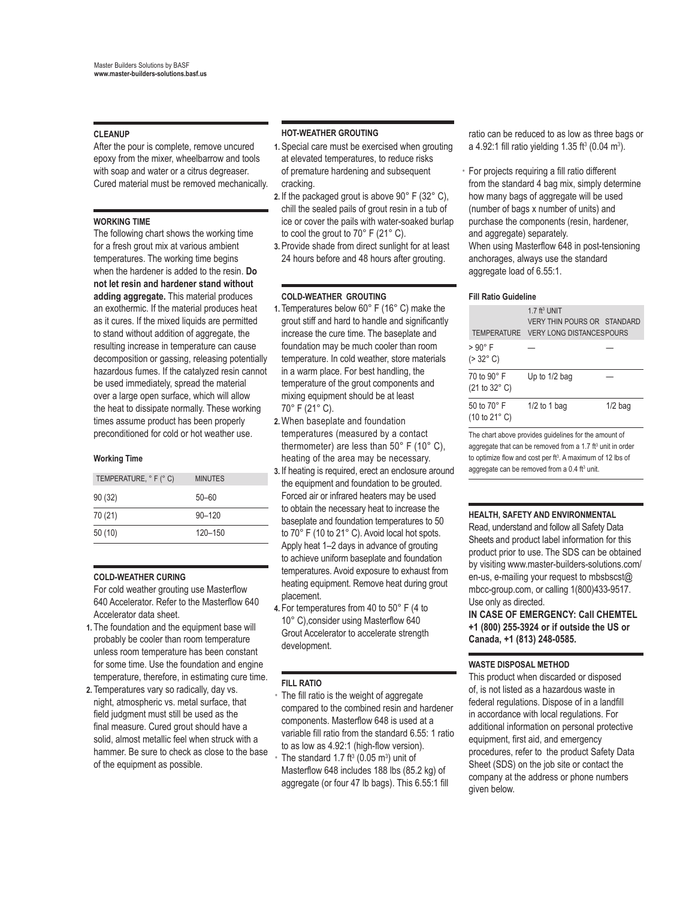Master Builders Solutions by BASF
**www.master-builders-solutions.basf.us**

### CLEANUP

After the pour is complete, remove uncured epoxy from the mixer, wheelbarrow and tools with soap and water or a citrus degreaser. Cured material must be removed mechanically.

### WORKING TIME

The following chart shows the working time for a fresh grout mix at various ambient temperatures. The working time begins when the hardener is added to the resin. **Do not let resin and hardener stand without adding aggregate.** This material produces an exothermic. If the material produces heat as it cures. If the mixed liquids are permitted to stand without addition of aggregate, the resulting increase in temperature can cause decomposition or gassing, releasing potentially hazardous fumes. If the catalyzed resin cannot be used immediately, spread the material over a large open surface, which will allow the heat to dissipate normally. These working times assume product has been properly preconditioned for cold or hot weather use.

**Working Time**

| TEMPERATURE, ° F (° C) | MINUTES |
|---|---|
| 90 (32) | 50–60 |
| 70 (21) | 90–120 |
| 50 (10) | 120–150 |

### COLD-WEATHER CURING

For cold weather grouting use Masterflow 640 Accelerator. Refer to the Masterflow 640 Accelerator data sheet.

1. The foundation and the equipment base will probably be cooler than room temperature unless room temperature has been constant for some time. Use the foundation and engine temperature, therefore, in estimating cure time.
2. Temperatures vary so radically, day vs. night, atmospheric vs. metal surface, that field judgment must still be used as the final measure. Cured grout should have a solid, almost metallic feel when struck with a hammer. Be sure to check as close to the base of the equipment as possible.

### HOT-WEATHER GROUTING

1. Special care must be exercised when grouting at elevated temperatures, to reduce risks of premature hardening and subsequent cracking.
2. If the packaged grout is above 90° F (32° C), chill the sealed pails of grout resin in a tub of ice or cover the pails with water-soaked burlap to cool the grout to 70° F (21° C).
3. Provide shade from direct sunlight for at least 24 hours before and 48 hours after grouting.

### COLD-WEATHER GROUTING

1. Temperatures below 60° F (16° C) make the grout stiff and hard to handle and significantly increase the cure time. The baseplate and foundation may be much cooler than room temperature. In cold weather, store materials in a warm place. For best handling, the temperature of the grout components and mixing equipment should be at least 70° F (21° C).
2. When baseplate and foundation temperatures (measured by a contact thermometer) are less than 50° F (10° C), heating of the area may be necessary.
3. If heating is required, erect an enclosure around the equipment and foundation to be grouted. Forced air or infrared heaters may be used to obtain the necessary heat to increase the baseplate and foundation temperatures to 50 to 70° F (10 to 21° C). Avoid local hot spots. Apply heat 1–2 days in advance of grouting to achieve uniform baseplate and foundation temperatures. Avoid exposure to exhaust from heating equipment. Remove heat during grout placement.
4. For temperatures from 40 to 50° F (4 to 10° C),consider using Masterflow 640 Grout Accelerator to accelerate strength development.

### FILL RATIO

- The fill ratio is the weight of aggregate compared to the combined resin and hardener components. Masterflow 648 is used at a variable fill ratio from the standard 6.55: 1 ratio to as low as 4.92:1 (high-flow version).
- The standard 1.7 ft$^3$ (0.05 m$^3$) unit of Masterflow 648 includes 188 lbs (85.2 kg) of aggregate (or four 47 lb bags). This 6.55:1 fill ratio can be reduced to as low as three bags or a 4.92:1 fill ratio yielding 1.35 ft$^3$ (0.04 m$^3$).
- For projects requiring a fill ratio different from the standard 4 bag mix, simply determine how many bags of aggregate will be used (number of bags x number of units) and purchase the components (resin, hardener, and aggregate) separately.
  When using Masterflow 648 in post-tensioning anchorages, always use the standard aggregate load of 6.55:1.

**Fill Ratio Guideline**

| TEMPERATURE | 1.7 ft$^3$ UNIT VERY THIN POURS OR VERY LONG DISTANCES | STANDARD POURS |
|---|---|---|
| > 90° F (> 32° C) | — | — |
| 70 to 90° F (21 to 32° C) | Up to 1/2 bag | — |
| 50 to 70° F (10 to 21° C) | 1/2 to 1 bag | 1/2 bag |

The chart above provides guidelines for the amount of aggregate that can be removed from a 1.7 ft$^3$ unit in order to optimize flow and cost per ft$^3$. A maximum of 12 lbs of aggregate can be removed from a 0.4 ft$^3$ unit.

### HEALTH, SAFETY AND ENVIRONMENTAL

Read, understand and follow all Safety Data Sheets and product label information for this product prior to use. The SDS can be obtained by visiting www.master-builders-solutions.com/en-us, e-mailing your request to mbsbscst@mbcc-group.com, or calling 1(800)433-9517. Use only as directed.

**IN CASE OF EMERGENCY: Call CHEMTEL +1 (800) 255-3924 or if outside the US or Canada, +1 (813) 248-0585.**

### WASTE DISPOSAL METHOD

This product when discarded or disposed of, is not listed as a hazardous waste in federal regulations. Dispose of in a landfill in accordance with local regulations. For additional information on personal protective equipment, first aid, and emergency procedures, refer to the product Safety Data Sheet (SDS) on the job site or contact the company at the address or phone numbers given below.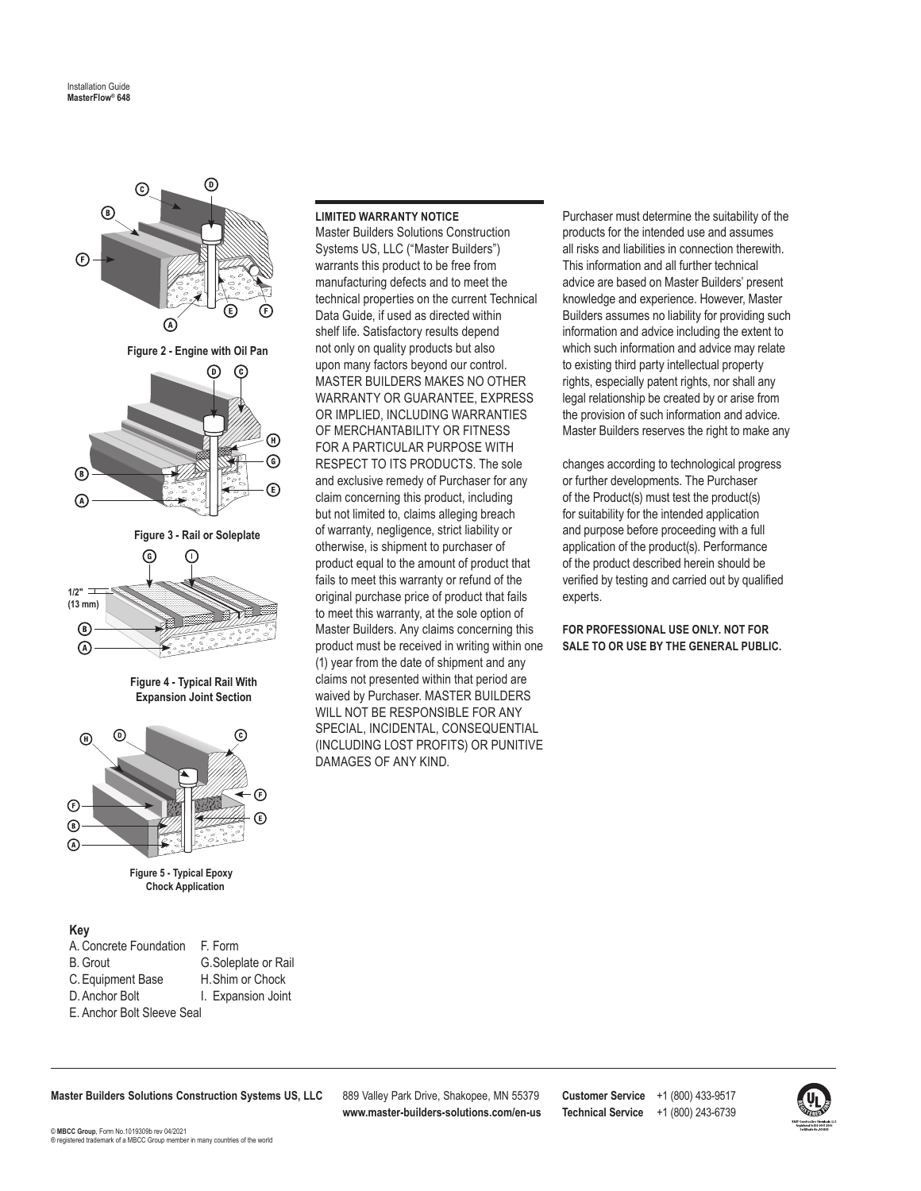Figure 2 - Engine with Oil Pan

Figure 3 - Rail or Soleplate

1/2"
(13 mm)

Figure 4 - Typical Rail With Expansion Joint Section

Figure 5 - Typical Epoxy Chock Application

**Key**

A. Concrete Foundation
B. Grout
C. Equipment Base
D. Anchor Bolt
E. Anchor Bolt Sleeve Seal
F. Form
G. Soleplate or Rail
H. Shim or Chock
I. Expansion Joint

**LIMITED WARRANTY NOTICE**

Master Builders Solutions Construction Systems US, LLC ("Master Builders") warrants this product to be free from manufacturing defects and to meet the technical properties on the current Technical Data Guide, if used as directed within shelf life. Satisfactory results depend not only on quality products but also upon many factors beyond our control. MASTER BUILDERS MAKES NO OTHER WARRANTY OR GUARANTEE, EXPRESS OR IMPLIED, INCLUDING WARRANTIES OF MERCHANTABILITY OR FITNESS FOR A PARTICULAR PURPOSE WITH RESPECT TO ITS PRODUCTS. The sole and exclusive remedy of Purchaser for any claim concerning this product, including but not limited to, claims alleging breach of warranty, negligence, strict liability or otherwise, is shipment to purchaser of product equal to the amount of product that fails to meet this warranty or refund of the original purchase price of product that fails to meet this warranty, at the sole option of Master Builders. Any claims concerning this product must be received in writing within one (1) year from the date of shipment and any claims not presented within that period are waived by Purchaser. MASTER BUILDERS WILL NOT BE RESPONSIBLE FOR ANY SPECIAL, INCIDENTAL, CONSEQUENTIAL (INCLUDING LOST PROFITS) OR PUNITIVE DAMAGES OF ANY KIND.

Purchaser must determine the suitability of the products for the intended use and assumes all risks and liabilities in connection therewith. This information and all further technical advice are based on Master Builders' present knowledge and experience. However, Master Builders assumes no liability for providing such information and advice including the extent to which such information and advice may relate to existing third party intellectual property rights, especially patent rights, nor shall any legal relationship be created by or arise from the provision of such information and advice. Master Builders reserves the right to make any changes according to technological progress or further developments. The Purchaser of the Product(s) must test the product(s) for suitability for the intended application and purpose before proceeding with a full application of the product(s). Performance of the product described herein should be verified by testing and carried out by qualified experts.

**FOR PROFESSIONAL USE ONLY. NOT FOR SALE TO OR USE BY THE GENERAL PUBLIC.**

**Master Builders Solutions Construction Systems US, LLC** 889 Valley Park Drive, Shakopee, MN 55379 **www.master-builders-solutions.com/en-us**

**Customer Service** +1 (800) 433-9517
**Technical Service** +1 (800) 243-6739

© **MBCC Group**, Form No.1019309b rev 04/2021
® registered trademark of a MBCC Group member in many countries of the world